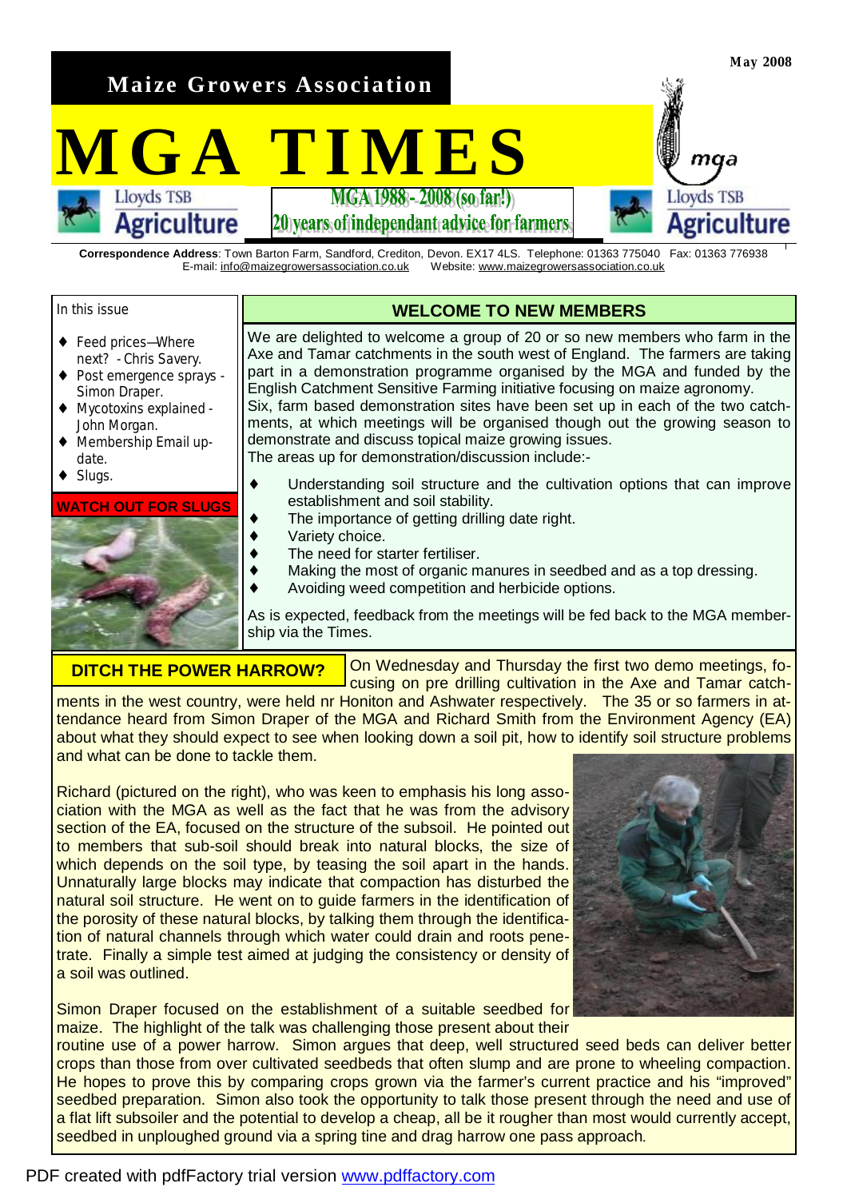**Maize Growers Association**

May 2008

# MGA TIMES

**MGA 1988 - 2008 (so far!)**
**20 years of independant advice for farmers**

**Correspondence Address**: Town Barton Farm, Sandford, Crediton, Devon. EX17 4LS. Telephone: 01363 775040 Fax: 01363 776938
E-mail: info@maizegrowersassociation.co.uk Website: www.maizegrowersassociation.co.uk

In this issue

- Feed prices—Where next? - Chris Savery.
- Post emergence sprays - Simon Draper.
- Mycotoxins explained - John Morgan.
- Membership Email update.
- Slugs.

**WATCH OUT FOR SLUGS**

## WELCOME TO NEW MEMBERS

We are delighted to welcome a group of 20 or so new members who farm in the Axe and Tamar catchments in the south west of England. The farmers are taking part in a demonstration programme organised by the MGA and funded by the English Catchment Sensitive Farming initiative focusing on maize agronomy.
Six, farm based demonstration sites have been set up in each of the two catchments, at which meetings will be organised though out the growing season to demonstrate and discuss topical maize growing issues.
The areas up for demonstration/discussion include:-

- Understanding soil structure and the cultivation options that can improve establishment and soil stability.
- The importance of getting drilling date right.
- Variety choice.
- The need for starter fertiliser.
- Making the most of organic manures in seedbed and as a top dressing.
- Avoiding weed competition and herbicide options.

As is expected, feedback from the meetings will be fed back to the MGA membership via the Times.

## DITCH THE POWER HARROW?

On Wednesday and Thursday the first two demo meetings, focusing on pre drilling cultivation in the Axe and Tamar catchments in the west country, were held nr Honiton and Ashwater respectively. The 35 or so farmers in attendance heard from Simon Draper of the MGA and Richard Smith from the Environment Agency (EA) about what they should expect to see when looking down a soil pit, how to identify soil structure problems and what can be done to tackle them.

Richard (pictured on the right), who was keen to emphasis his long association with the MGA as well as the fact that he was from the advisory section of the EA, focused on the structure of the subsoil. He pointed out to members that sub-soil should break into natural blocks, the size of which depends on the soil type, by teasing the soil apart in the hands. Unnaturally large blocks may indicate that compaction has disturbed the natural soil structure. He went on to guide farmers in the identification of the porosity of these natural blocks, by talking them through the identification of natural channels through which water could drain and roots penetrate. Finally a simple test aimed at judging the consistency or density of a soil was outlined.

Simon Draper focused on the establishment of a suitable seedbed for maize. The highlight of the talk was challenging those present about their routine use of a power harrow. Simon argues that deep, well structured seed beds can deliver better crops than those from over cultivated seedbeds that often slump and are prone to wheeling compaction. He hopes to prove this by comparing crops grown via the farmer's current practice and his "improved" seedbed preparation. Simon also took the opportunity to talk those present through the need and use of a flat lift subsoiler and the potential to develop a cheap, all be it rougher than most would currently accept, seedbed in unploughed ground via a spring tine and drag harrow one pass approach.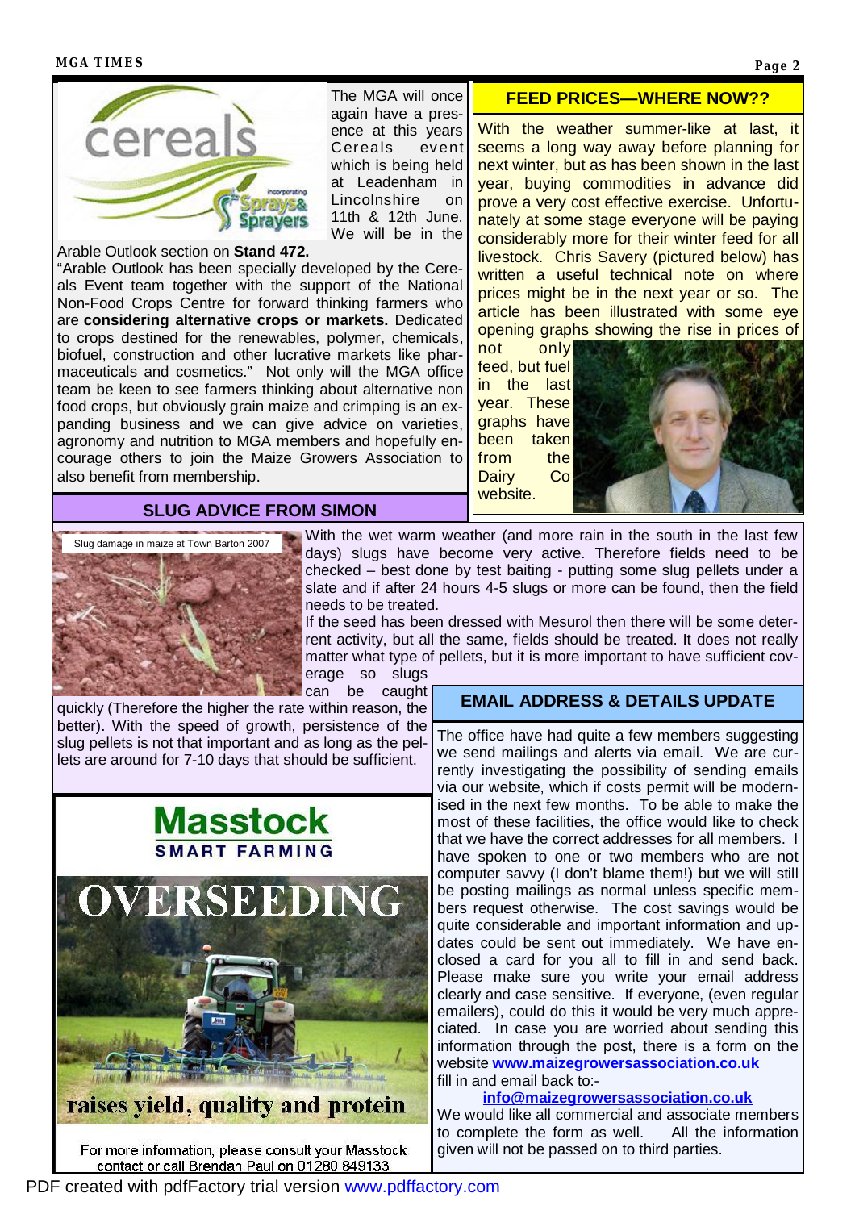The MGA will once again have a presence at this years Cereals event which is being held at Leadenham in Lincolnshire on 11th & 12th June. We will be in the Arable Outlook section on **Stand 472.**

"Arable Outlook has been specially developed by the Cereals Event team together with the support of the National Non-Food Crops Centre for forward thinking farmers who are **considering alternative crops or markets.** Dedicated to crops destined for the renewables, polymer, chemicals, biofuel, construction and other lucrative markets like pharmaceuticals and cosmetics." Not only will the MGA office team be keen to see farmers thinking about alternative non food crops, but obviously grain maize and crimping is an expanding business and we can give advice on varieties, agronomy and nutrition to MGA members and hopefully encourage others to join the Maize Growers Association to also benefit from membership.

## FEED PRICES—WHERE NOW??

With the weather summer-like at last, it seems a long way away before planning for next winter, but as has been shown in the last year, buying commodities in advance did prove a very cost effective exercise. Unfortunately at some stage everyone will be paying considerably more for their winter feed for all livestock. Chris Savery (pictured below) has written a useful technical note on where prices might be in the next year or so. The article has been illustrated with some eye opening graphs showing the rise in prices of not only feed, but fuel in the last year. These graphs have been taken from the Dairy Co website.

## SLUG ADVICE FROM SIMON

Slug damage in maize at Town Barton 2007

With the wet warm weather (and more rain in the south in the last few days) slugs have become very active. Therefore fields need to be checked – best done by test baiting - putting some slug pellets under a slate and if after 24 hours 4-5 slugs or more can be found, then the field needs to be treated.

If the seed has been dressed with Mesurol then there will be some deterrent activity, but all the same, fields should be treated. It does not really matter what type of pellets, but it is more important to have sufficient coverage so slugs can be caught quickly (Therefore the higher the rate within reason, the better). With the speed of growth, persistence of the slug pellets is not that important and as long as the pellets are around for 7-10 days that should be sufficient.

## EMAIL ADDRESS & DETAILS UPDATE

The office have had quite a few members suggesting we send mailings and alerts via email. We are currently investigating the possibility of sending emails via our website, which if costs permit will be modernised in the next few months. To be able to make the most of these facilities, the office would like to check that we have the correct addresses for all members. I have spoken to one or two members who are not computer savvy (I don't blame them!) but we will still be posting mailings as normal unless specific members request otherwise. The cost savings would be quite considerable and important information and updates could be sent out immediately. We have enclosed a card for you all to fill in and send back. Please make sure you write your email address clearly and case sensitive. If everyone, (even regular emailers), could do this it would be very much appreciated. In case you are worried about sending this information through the post, there is a form on the website **www.maizegrowersassociation.co.uk** fill in and email back to:-

**info@maizegrowersassociation.co.uk**

We would like all commercial and associate members to complete the form as well. All the information given will not be passed on to third parties.

**Masstock**
SMART FARMING

OVERSEEDING

raises yield, quality and protein

For more information, please consult your Masstock contact or call Brendan Paul on 01280 849133